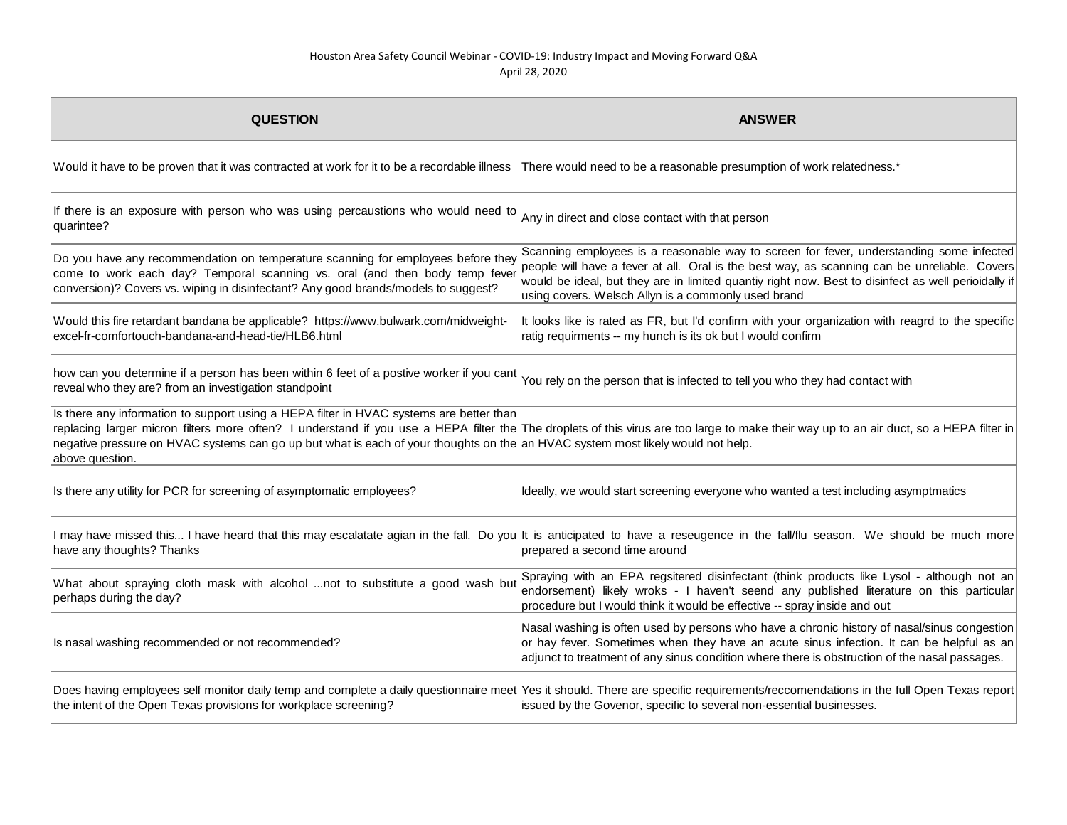Houston Area Safety Council Webinar - COVID-19: Industry Impact and Moving Forward Q&A
April 28, 2020

| QUESTION | ANSWER |
| --- | --- |
| Would it have to be proven that it was contracted at work for it to be a recordable illness | There would need to be a reasonable presumption of work relatedness.* |
| If there is an exposure with person who was using percaustions who would need to quarintee? | Any in direct and close contact with that person |
| Do you have any recommendation on temperature scanning for employees before they come to work each day? Temporal scanning vs. oral (and then body temp fever conversion)? Covers vs. wiping in disinfectant? Any good brands/models to suggest? | Scanning employees is a reasonable way to screen for fever, understanding some infected people will have a fever at all. Oral is the best way, as scanning can be unreliable. Covers would be ideal, but they are in limited quantiy right now. Best to disinfect as well perioidally if using covers. Welsch Allyn is a commonly used brand |
| Would this fire retardant bandana be applicable? https://www.bulwark.com/midweight-excel-fr-comfortouch-bandana-and-head-tie/HLB6.html | It looks like is rated as FR, but I'd confirm with your organization with reagrd to the specific ratig requirments -- my hunch is its ok but I would confirm |
| how can you determine if a person has been within 6 feet of a postive worker if you cant reveal who they are? from an investigation standpoint | You rely on the person that is infected to tell you who they had contact with |
| Is there any information to support using a HEPA filter in HVAC systems are better than replacing larger micron filters more often? I understand if you use a HEPA filter the negative pressure on HVAC systems can go up but what is each of your thoughts on the above question. | The droplets of this virus are too large to make their way up to an air duct, so a HEPA filter in an HVAC system most likely would not help. |
| Is there any utility for PCR for screening of asymptomatic employees? | Ideally, we would start screening everyone who wanted a test including asymptmatics |
| I may have missed this... I have heard that this may escalatate agian in the fall. Do you have any thoughts? Thanks | It is anticipated to have a reseugence in the fall/flu season. We should be much more prepared a second time around |
| What about spraying cloth mask with alcohol ...not to substitute a good wash but perhaps during the day? | Spraying with an EPA regsitered disinfectant (think products like Lysol - although not an endorsement) likely wroks - I haven't seend any published literature on this particular procedure but I would think it would be effective -- spray inside and out |
| Is nasal washing recommended or not recommended? | Nasal washing is often used by persons who have a chronic history of nasal/sinus congestion or hay fever. Sometimes when they have an acute sinus infection. It can be helpful as an adjunct to treatment of any sinus condition where there is obstruction of the nasal passages. |
| Does having employees self monitor daily temp and complete a daily questionnaire meet the intent of the Open Texas provisions for workplace screening? | Yes it should. There are specific requirements/reccomendations in the full Open Texas report issued by the Govenor, specific to several non-essential businesses. |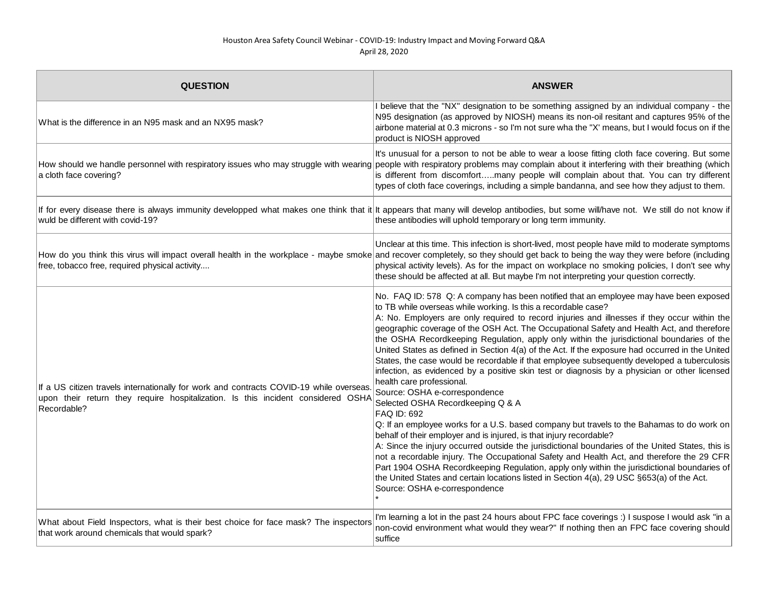Houston Area Safety Council Webinar - COVID-19: Industry Impact and Moving Forward Q&A
April 28, 2020

| QUESTION | ANSWER |
|---|---|
| What is the difference in an N95 mask and an NX95 mask? | I believe that the "NX" designation to be something assigned by an individual company - the N95 designation (as approved by NIOSH) means its non-oil resitant and captures 95% of the airbone material at 0.3 microns - so I'm not sure wha the "X' means, but I would focus on if the product is NIOSH approved |
| How should we handle personnel with respiratory issues who may struggle with wearing a cloth face covering? | It's unusual for a person to not be able to wear a loose fitting cloth face covering. But some people with respiratory problems may complain about it interfering with their breathing (which is different from discomfort…..many people will complain about that. You can try different types of cloth face coverings, including a simple bandanna, and see how they adjust to them. |
| If for every disease there is always immunity developped what makes one think that it wuld be different with covid-19? | It appears that many will develop antibodies, but some will/have not. We still do not know if these antibodies will uphold temporary or long term immunity. |
| How do you think this virus will impact overall health in the workplace - maybe smoke free, tobacco free, required physical activity.... | Unclear at this time. This infection is short-lived, most people have mild to moderate symptoms and recover completely, so they should get back to being the way they were before (including physical activity levels). As for the impact on workplace no smoking policies, I don't see why these should be affected at all. But maybe I'm not interpreting your question correctly. |
| If a US citizen travels internationally for work and contracts COVID-19 while overseas. upon their return they require hospitalization. Is this incident considered OSHA Recordable? | No. FAQ ID: 578 Q: A company has been notified that an employee may have been exposed to TB while overseas while working. Is this a recordable case?<br>A: No. Employers are only required to record injuries and illnesses if they occur within the geographic coverage of the OSH Act. The Occupational Safety and Health Act, and therefore the OSHA Recordkeeping Regulation, apply only within the jurisdictional boundaries of the United States as defined in Section 4(a) of the Act. If the exposure had occurred in the United States, the case would be recordable if that employee subsequently developed a tuberculosis infection, as evidenced by a positive skin test or diagnosis by a physician or other licensed health care professional.<br>Source: OSHA e-correspondence<br>Selected OSHA Recordkeeping Q & A<br>FAQ ID: 692<br>Q: If an employee works for a U.S. based company but travels to the Bahamas to do work on behalf of their employer and is injured, is that injury recordable?<br>A: Since the injury occurred outside the jurisdictional boundaries of the United States, this is not a recordable injury. The Occupational Safety and Health Act, and therefore the 29 CFR Part 1904 OSHA Recordkeeping Regulation, apply only within the jurisdictional boundaries of the United States and certain locations listed in Section 4(a), 29 USC §653(a) of the Act.<br>Source: OSHA e-correspondence<br>* |
| What about Field Inspectors, what is their best choice for face mask? The inspectors that work around chemicals that would spark? | I'm learning a lot in the past 24 hours about FPC face coverings :) I suspose I would ask "in a non-covid environment what would they wear?" If nothing then an FPC face covering should suffice |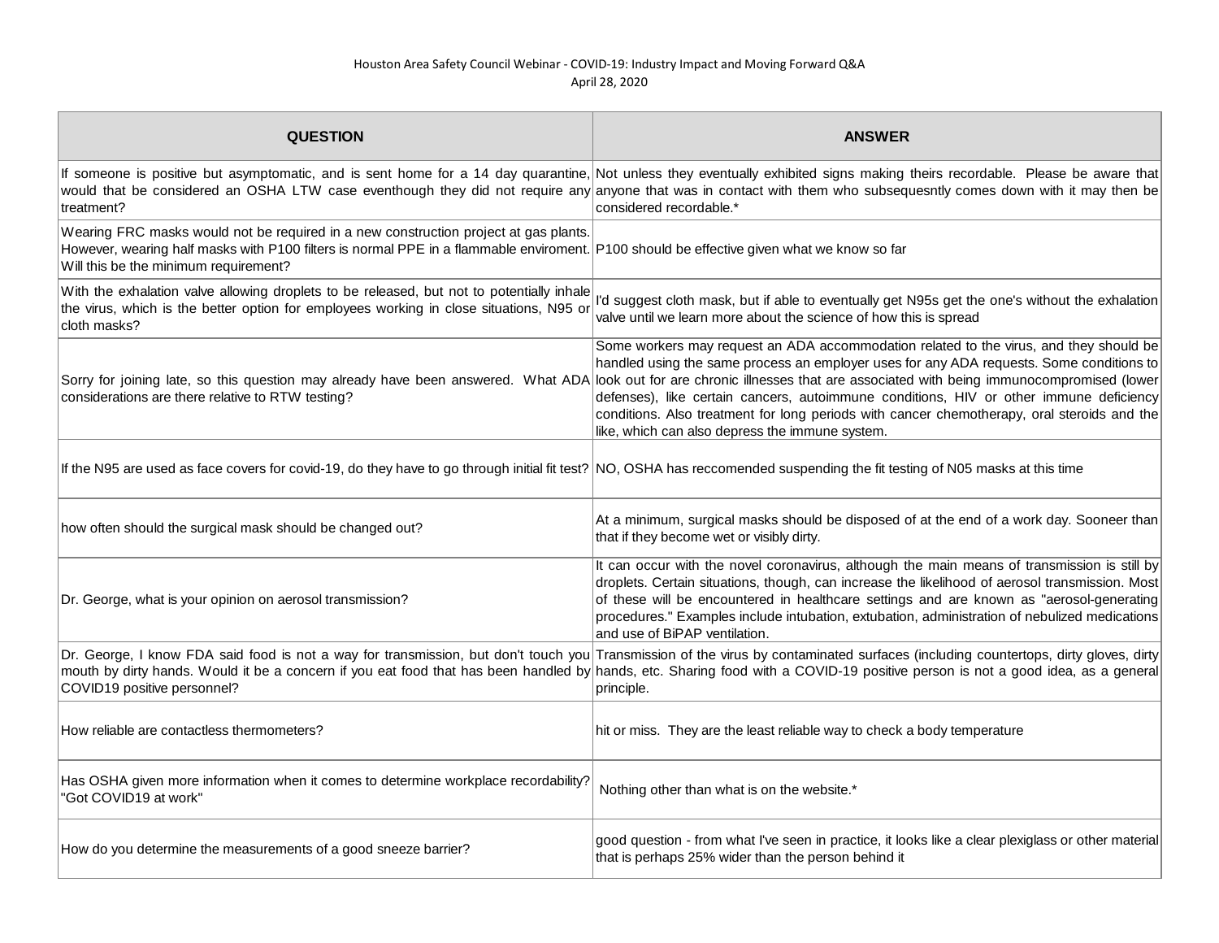Houston Area Safety Council Webinar - COVID-19: Industry Impact and Moving Forward Q&A
April 28, 2020

| QUESTION | ANSWER |
| --- | --- |
| If someone is positive but asymptomatic, and is sent home for a 14 day quarantine, would that be considered an OSHA LTW case eventhough they did not require any treatment? | Not unless they eventually exhibited signs making theirs recordable. Please be aware that anyone that was in contact with them who subsequesntly comes down with it may then be considered recordable.* |
| Wearing FRC masks would not be required in a new construction project at gas plants. However, wearing half masks with P100 filters is normal PPE in a flammable enviroment. Will this be the minimum requirement? | P100 should be effective given what we know so far |
| With the exhalation valve allowing droplets to be released, but not to potentially inhale the virus, which is the better option for employees working in close situations, N95 or cloth masks? | I'd suggest cloth mask, but if able to eventually get N95s get the one's without the exhalation valve until we learn more about the science of how this is spread |
| Sorry for joining late, so this question may already have been answered. What ADA considerations are there relative to RTW testing? | Some workers may request an ADA accommodation related to the virus, and they should be handled using the same process an employer uses for any ADA requests. Some conditions to look out for are chronic illnesses that are associated with being immunocompromised (lower defenses), like certain cancers, autoimmune conditions, HIV or other immune deficiency conditions. Also treatment for long periods with cancer chemotherapy, oral steroids and the like, which can also depress the immune system. |
| If the N95 are used as face covers for covid-19, do they have to go through initial fit test? | NO, OSHA has reccomended suspending the fit testing of N05 masks at this time |
| how often should the surgical mask should be changed out? | At a minimum, surgical masks should be disposed of at the end of a work day. Sooneer than that if they become wet or visibly dirty. |
| Dr. George, what is your opinion on aerosol transmission? | It can occur with the novel coronavirus, although the main means of transmission is still by droplets. Certain situations, though, can increase the likelihood of aerosol transmission. Most of these will be encountered in healthcare settings and are known as "aerosol-generating procedures." Examples include intubation, extubation, administration of nebulized medications and use of BiPAP ventilation. |
| Dr. George, I know FDA said food is not a way for transmission, but don't touch you mouth by dirty hands. Would it be a concern if you eat food that has been handled by COVID19 positive personnel? | Transmission of the virus by contaminated surfaces (including countertops, dirty gloves, dirty hands, etc. Sharing food with a COVID-19 positive person is not a good idea, as a general principle. |
| How reliable are contactless thermometers? | hit or miss. They are the least reliable way to check a body temperature |
| Has OSHA given more information when it comes to determine workplace recordability? "Got COVID19 at work" | Nothing other than what is on the website.* |
| How do you determine the measurements of a good sneeze barrier? | good question - from what I've seen in practice, it looks like a clear plexiglass or other material that is perhaps 25% wider than the person behind it |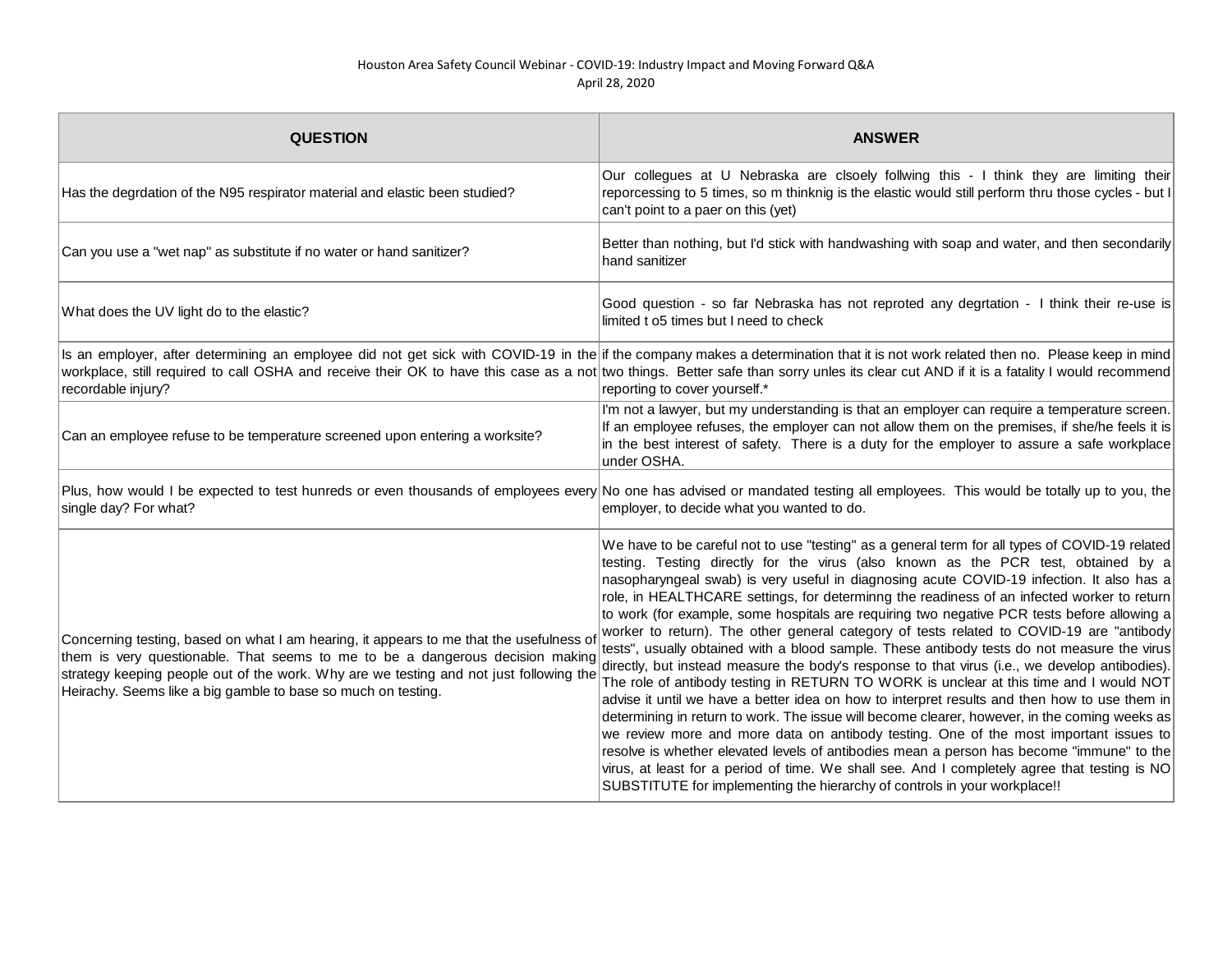Houston Area Safety Council Webinar - COVID-19: Industry Impact and Moving Forward Q&A
April 28, 2020

| QUESTION | ANSWER |
|---|---|
| Has the degrdation of the N95 respirator material and elastic been studied? | Our collegues at U Nebraska are clsoely follwing this - I think they are limiting their reporcessing to 5 times, so m thinknig is the elastic would still perform thru those cycles - but I can't point to a paer on this (yet) |
| Can you use a "wet nap" as substitute if no water or hand sanitizer? | Better than nothing, but I'd stick with handwashing with soap and water, and then secondarily hand sanitizer |
| What does the UV light do to the elastic? | Good question - so far Nebraska has not reproted any degrtation - I think their re-use is limited t o5 times but I need to check |
| Is an employer, after determining an employee did not get sick with COVID-19 in the workplace, still required to call OSHA and receive their OK to have this case as a not recordable injury? | if the company makes a determination that it is not work related then no. Please keep in mind two things. Better safe than sorry unles its clear cut AND if it is a fatality I would recommend reporting to cover yourself.* |
| Can an employee refuse to be temperature screened upon entering a worksite? | I'm not a lawyer, but my understanding is that an employer can require a temperature screen. If an employee refuses, the employer can not allow them on the premises, if she/he feels it is in the best interest of safety. There is a duty for the employer to assure a safe workplace under OSHA. |
| Plus, how would I be expected to test hunreds or even thousands of employees every single day? For what? | No one has advised or mandated testing all employees. This would be totally up to you, the employer, to decide what you wanted to do. |
| Concerning testing, based on what I am hearing, it appears to me that the usefulness of them is very questionable. That seems to me to be a dangerous decision making strategy keeping people out of the work. Why are we testing and not just following the Heirachy. Seems like a big gamble to base so much on testing. | We have to be careful not to use "testing" as a general term for all types of COVID-19 related testing. Testing directly for the virus (also known as the PCR test, obtained by a nasopharyngeal swab) is very useful in diagnosing acute COVID-19 infection. It also has a role, in HEALTHCARE settings, for determinng the readiness of an infected worker to return to work (for example, some hospitals are requiring two negative PCR tests before allowing a worker to return). The other general category of tests related to COVID-19 are "antibody tests", usually obtained with a blood sample. These antibody tests do not measure the virus directly, but instead measure the body's response to that virus (i.e., we develop antibodies). The role of antibody testing in RETURN TO WORK is unclear at this time and I would NOT advise it until we have a better idea on how to interpret results and then how to use them in determining in return to work. The issue will become clearer, however, in the coming weeks as we review more and more data on antibody testing. One of the most important issues to resolve is whether elevated levels of antibodies mean a person has become "immune" to the virus, at least for a period of time. We shall see. And I completely agree that testing is NO SUBSTITUTE for implementing the hierarchy of controls in your workplace!! |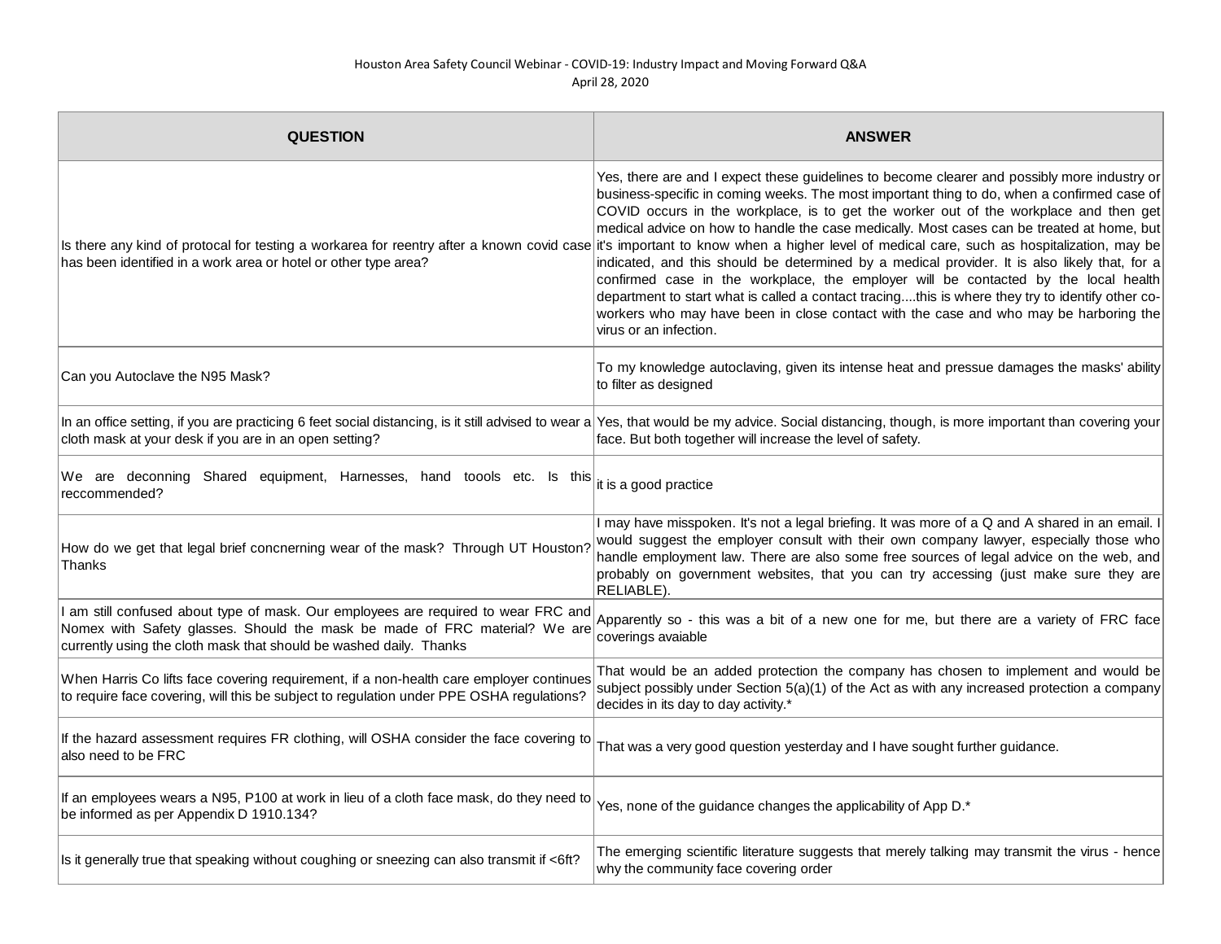Houston Area Safety Council Webinar - COVID-19: Industry Impact and Moving Forward Q&A
April 28, 2020

| QUESTION | ANSWER |
|---|---|
| Is there any kind of protocal for testing a workarea for reentry after a known covid case has been identified in a work area or hotel or other type area? | Yes, there are and I expect these guidelines to become clearer and possibly more industry or business-specific in coming weeks. The most important thing to do, when a confirmed case of COVID occurs in the workplace, is to get the worker out of the workplace and then get medical advice on how to handle the case medically. Most cases can be treated at home, but it's important to know when a higher level of medical care, such as hospitalization, may be indicated, and this should be determined by a medical provider. It is also likely that, for a confirmed case in the workplace, the employer will be contacted by the local health department to start what is called a contact tracing....this is where they try to identify other co-workers who may have been in close contact with the case and who may be harboring the virus or an infection. |
| Can you Autoclave the N95 Mask? | To my knowledge autoclaving, given its intense heat and pressue damages the masks' ability to filter as designed |
| In an office setting, if you are practicing 6 feet social distancing, is it still advised to wear a cloth mask at your desk if you are in an open setting? | Yes, that would be my advice. Social distancing, though, is more important than covering your face. But both together will increase the level of safety. |
| We are deconning Shared equipment, Harnesses, hand toools etc. Is this reccommended? | it is a good practice |
| How do we get that legal brief concnerning wear of the mask? Through UT Houston? Thanks | I may have misspoken. It's not a legal briefing. It was more of a Q and A shared in an email. I would suggest the employer consult with their own company lawyer, especially those who handle employment law. There are also some free sources of legal advice on the web, and probably on government websites, that you can try accessing (just make sure they are RELIABLE). |
| I am still confused about type of mask. Our employees are required to wear FRC and Nomex with Safety glasses. Should the mask be made of FRC material? We are currently using the cloth mask that should be washed daily. Thanks | Apparently so - this was a bit of a new one for me, but there are a variety of FRC face coverings avaiable |
| When Harris Co lifts face covering requirement, if a non-health care employer continues to require face covering, will this be subject to regulation under PPE OSHA regulations? | That would be an added protection the company has chosen to implement and would be subject possibly under Section 5(a)(1) of the Act as with any increased protection a company decides in its day to day activity.* |
| If the hazard assessment requires FR clothing, will OSHA consider the face covering to also need to be FRC | That was a very good question yesterday and I have sought further guidance. |
| If an employees wears a N95, P100 at work in lieu of a cloth face mask, do they need to be informed as per Appendix D 1910.134? | Yes, none of the guidance changes the applicability of App D.* |
| Is it generally true that speaking without coughing or sneezing can also transmit if <6ft? | The emerging scientific literature suggests that merely talking may transmit the virus - hence why the community face covering order |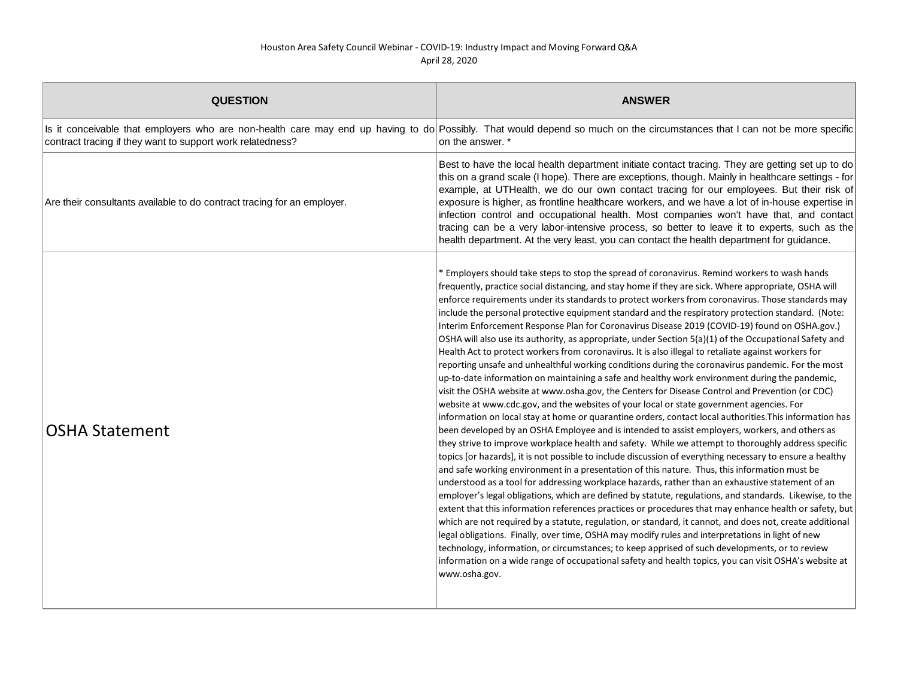| QUESTION | ANSWER |
|---|---|
| Is it conceivable that employers who are non-health care may end up having to do contract tracing if they want to support work relatedness? | Possibly. That would depend so much on the circumstances that I can not be more specific on the answer. * |
| Are their consultants available to do contract tracing for an employer. | Best to have the local health department initiate contact tracing. They are getting set up to do this on a grand scale (I hope). There are exceptions, though. Mainly in healthcare settings - for example, at UTHealth, we do our own contact tracing for our employees. But their risk of exposure is higher, as frontline healthcare workers, and we have a lot of in-house expertise in infection control and occupational health. Most companies won't have that, and contact tracing can be a very labor-intensive process, so better to leave it to experts, such as the health department. At the very least, you can contact the health department for guidance. |
| OSHA Statement | * Employers should take steps to stop the spread of coronavirus. Remind workers to wash hands frequently, practice social distancing, and stay home if they are sick. Where appropriate, OSHA will enforce requirements under its standards to protect workers from coronavirus. Those standards may include the personal protective equipment standard and the respiratory protection standard. (Note: Interim Enforcement Response Plan for Coronavirus Disease 2019 (COVID-19) found on OSHA.gov.) OSHA will also use its authority, as appropriate, under Section 5(a)(1) of the Occupational Safety and Health Act to protect workers from coronavirus. It is also illegal to retaliate against workers for reporting unsafe and unhealthful working conditions during the coronavirus pandemic. For the most up-to-date information on maintaining a safe and healthy work environment during the pandemic, visit the OSHA website at www.osha.gov, the Centers for Disease Control and Prevention (or CDC) website at www.cdc.gov, and the websites of your local or state government agencies. For information on local stay at home or quarantine orders, contact local authorities.This information has been developed by an OSHA Employee and is intended to assist employers, workers, and others as they strive to improve workplace health and safety. While we attempt to thoroughly address specific topics [or hazards], it is not possible to include discussion of everything necessary to ensure a healthy and safe working environment in a presentation of this nature. Thus, this information must be understood as a tool for addressing workplace hazards, rather than an exhaustive statement of an employer's legal obligations, which are defined by statute, regulations, and standards. Likewise, to the extent that this information references practices or procedures that may enhance health or safety, but which are not required by a statute, regulation, or standard, it cannot, and does not, create additional legal obligations. Finally, over time, OSHA may modify rules and interpretations in light of new technology, information, or circumstances; to keep apprised of such developments, or to review information on a wide range of occupational safety and health topics, you can visit OSHA's website at www.osha.gov. |